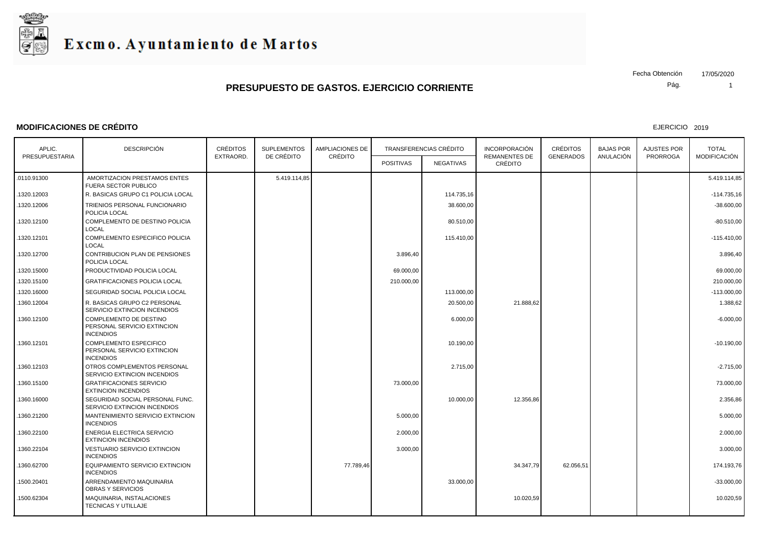# Excmo. Ayuntamiento de Martos

Fecha Obtención 17/05/2020

## PRESUPUESTO DE GASTOS. EJERCICIO CORRIENTE

### MODIFICACIONES DE CRÉDITO

EJERCICIO 2019

| APLIC. PRESUPUESTARIA | DESCRIPCIÓN | CRÉDITOS EXTRAORD. | SUPLEMENTOS DE CRÉDITO | AMPLIACIONES DE CRÉDITO | TRANSFERENCIAS CRÉDITO | | INCORPORACIÓN REMANENTES DE CRÉDITO | CRÉDITOS GENERADOS | BAJAS POR ANULACIÓN | AJUSTES POR PRORROGA | TOTAL MODIFICACIÓN |
|---|---|---|---|---|---|---|---|---|---|---|---|
| | | | | | POSITIVAS | NEGATIVAS | | | | | |
| .0110.91300 | AMORTIZACION PRESTAMOS ENTES FUERA SECTOR PUBLICO | | 5.419.114,85 | | | | | | | | 5.419.114,85 |
| .1320.12003 | R. BASICAS GRUPO C1 POLICIA LOCAL | | | | | 114.735,16 | | | | | -114.735,16 |
| .1320.12006 | TRIENIOS PERSONAL FUNCIONARIO POLICIA LOCAL | | | | | 38.600,00 | | | | | -38.600,00 |
| .1320.12100 | COMPLEMENTO DE DESTINO POLICIA LOCAL | | | | | 80.510,00 | | | | | -80.510,00 |
| .1320.12101 | COMPLEMENTO ESPECIFICO POLICIA LOCAL | | | | | 115.410,00 | | | | | -115.410,00 |
| .1320.12700 | CONTRIBUCION PLAN DE PENSIONES POLICIA LOCAL | | | | 3.896,40 | | | | | | 3.896,40 |
| .1320.15000 | PRODUCTIVIDAD POLICIA LOCAL | | | | 69.000,00 | | | | | | 69.000,00 |
| .1320.15100 | GRATIFICACIONES POLICIA LOCAL | | | | 210.000,00 | | | | | | 210.000,00 |
| .1320.16000 | SEGURIDAD SOCIAL POLICIA LOCAL | | | | | 113.000,00 | | | | | -113.000,00 |
| .1360.12004 | R. BASICAS GRUPO C2 PERSONAL SERVICIO EXTINCION INCENDIOS | | | | | 20.500,00 | 21.888,62 | | | | 1.388,62 |
| .1360.12100 | COMPLEMENTO DE DESTINO PERSONAL SERVICIO EXTINCION INCENDIOS | | | | | 6.000,00 | | | | | -6.000,00 |
| .1360.12101 | COMPLEMENTO ESPECIFICO PERSONAL SERVICIO EXTINCION INCENDIOS | | | | | 10.190,00 | | | | | -10.190,00 |
| .1360.12103 | OTROS COMPLEMENTOS PERSONAL SERVICIO EXTINCION INCENDIOS | | | | | 2.715,00 | | | | | -2.715,00 |
| .1360.15100 | GRATIFICACIONES SERVICIO EXTINCION INCENDIOS | | | | 73.000,00 | | | | | | 73.000,00 |
| .1360.16000 | SEGURIDAD SOCIAL PERSONAL FUNC. SERVICIO EXTINCION INCENDIOS | | | | | 10.000,00 | 12.356,86 | | | | 2.356,86 |
| .1360.21200 | MANTENIMIENTO SERVICIO EXTINCION INCENDIOS | | | | 5.000,00 | | | | | | 5.000,00 |
| .1360.22100 | ENERGIA ELECTRICA SERVICIO EXTINCION INCENDIOS | | | | 2.000,00 | | | | | | 2.000,00 |
| .1360.22104 | VESTUARIO SERVICIO EXTINCION INCENDIOS | | | | 3.000,00 | | | | | | 3.000,00 |
| .1360.62700 | EQUIPAMIENTO SERVICIO EXTINCION INCENDIOS | | | 77.789,46 | | | 34.347,79 | 62.056,51 | | | 174.193,76 |
| .1500.20401 | ARRENDAMIENTO MAQUINARIA OBRAS Y SERVICIOS | | | | | 33.000,00 | | | | | -33.000,00 |
| .1500.62304 | MAQUINARIA, INSTALACIONES TECNICAS Y UTILLAJE | | | | | | 10.020,59 | | | | 10.020,59 |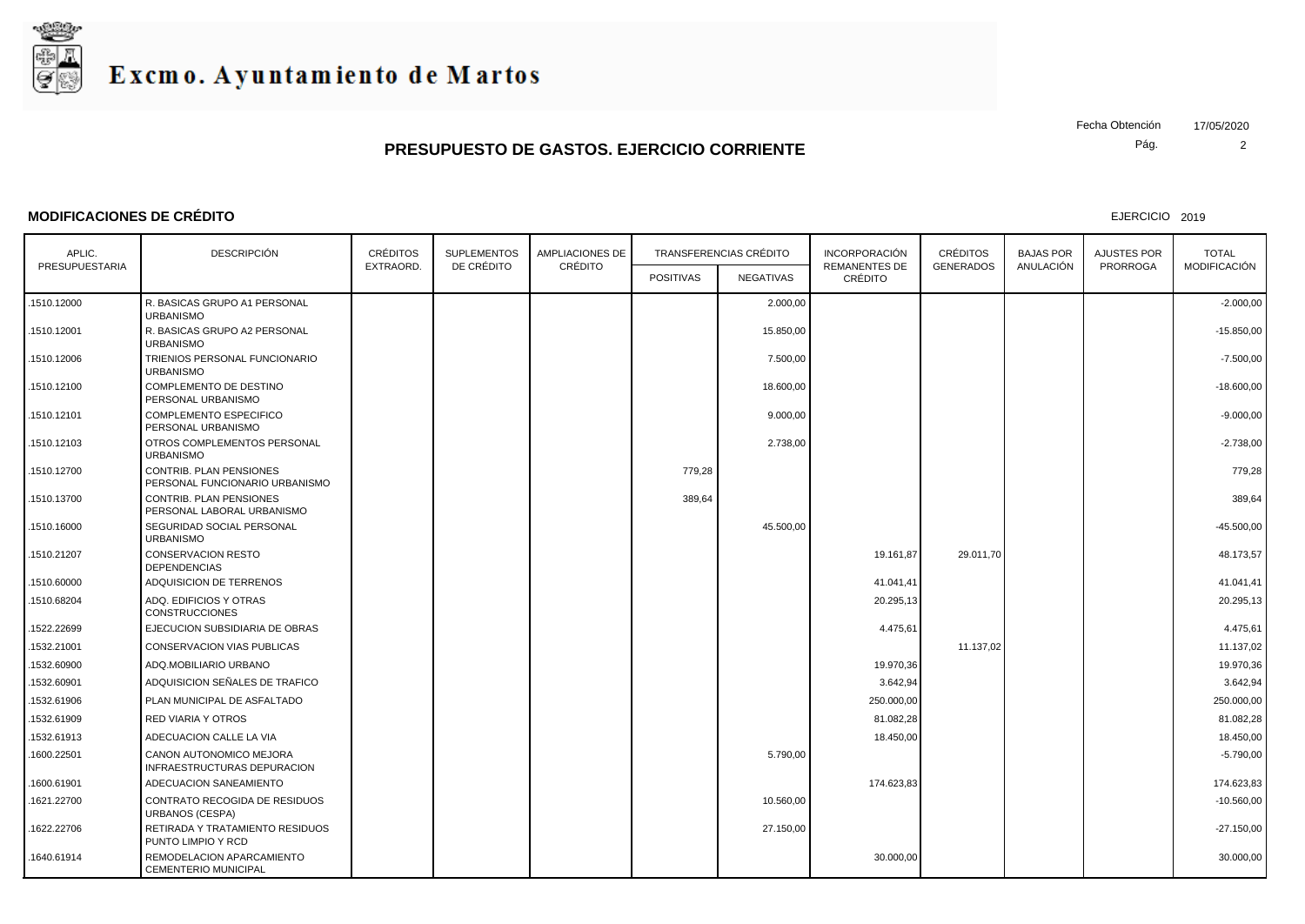# Excmo. Ayuntamiento de Martos

## PRESUPUESTO DE GASTOS. EJERCICIO CORRIENTE

Fecha Obtención 17/05/2020

### MODIFICACIONES DE CRÉDITO

EJERCICIO 2019

| APLIC. PRESUPUESTARIA | DESCRIPCIÓN | CRÉDITOS EXTRAORD. | SUPLEMENTOS DE CRÉDITO | AMPLIACIONES DE CRÉDITO | TRANSFERENCIAS CRÉDITO | | INCORPORACIÓN REMANENTES DE CRÉDITO | CRÉDITOS GENERADOS | BAJAS POR ANULACIÓN | AJUSTES POR PRORROGA | TOTAL MODIFICACIÓN |
|---|---|---|---|---|---|---|---|---|---|---|---|
| | | | | | POSITIVAS | NEGATIVAS | | | | | |
| .1510.12000 | R. BASICAS GRUPO A1 PERSONAL URBANISMO | | | | | 2.000,00 | | | | | -2.000,00 |
| .1510.12001 | R. BASICAS GRUPO A2 PERSONAL URBANISMO | | | | | 15.850,00 | | | | | -15.850,00 |
| .1510.12006 | TRIENIOS PERSONAL FUNCIONARIO URBANISMO | | | | | 7.500,00 | | | | | -7.500,00 |
| .1510.12100 | COMPLEMENTO DE DESTINO PERSONAL URBANISMO | | | | | 18.600,00 | | | | | -18.600,00 |
| .1510.12101 | COMPLEMENTO ESPECIFICO PERSONAL URBANISMO | | | | | 9.000,00 | | | | | -9.000,00 |
| .1510.12103 | OTROS COMPLEMENTOS PERSONAL URBANISMO | | | | | 2.738,00 | | | | | -2.738,00 |
| .1510.12700 | CONTRIB. PLAN PENSIONES PERSONAL FUNCIONARIO URBANISMO | | | | 779,28 | | | | | | 779,28 |
| .1510.13700 | CONTRIB. PLAN PENSIONES PERSONAL LABORAL URBANISMO | | | | 389,64 | | | | | | 389,64 |
| .1510.16000 | SEGURIDAD SOCIAL PERSONAL URBANISMO | | | | | 45.500,00 | | | | | -45.500,00 |
| .1510.21207 | CONSERVACION RESTO DEPENDENCIAS | | | | | | 19.161,87 | 29.011,70 | | | 48.173,57 |
| .1510.60000 | ADQUISICION DE TERRENOS | | | | | | 41.041,41 | | | | 41.041,41 |
| .1510.68204 | ADQ. EDIFICIOS Y OTRAS CONSTRUCCIONES | | | | | | 20.295,13 | | | | 20.295,13 |
| .1522.22699 | EJECUCION SUBSIDIARIA DE OBRAS | | | | | | 4.475,61 | | | | 4.475,61 |
| .1532.21001 | CONSERVACION VIAS PUBLICAS | | | | | | | 11.137,02 | | | 11.137,02 |
| .1532.60900 | ADQ.MOBILIARIO URBANO | | | | | | 19.970,36 | | | | 19.970,36 |
| .1532.60901 | ADQUISICION SEÑALES DE TRAFICO | | | | | | 3.642,94 | | | | 3.642,94 |
| .1532.61906 | PLAN MUNICIPAL DE ASFALTADO | | | | | | 250.000,00 | | | | 250.000,00 |
| .1532.61909 | RED VIARIA Y OTROS | | | | | | 81.082,28 | | | | 81.082,28 |
| .1532.61913 | ADECUACION CALLE LA VIA | | | | | | 18.450,00 | | | | 18.450,00 |
| .1600.22501 | CANON AUTONOMICO MEJORA INFRAESTRUCTURAS DEPURACION | | | | | 5.790,00 | | | | | -5.790,00 |
| .1600.61901 | ADECUACION SANEAMIENTO | | | | | | 174.623,83 | | | | 174.623,83 |
| .1621.22700 | CONTRATO RECOGIDA DE RESIDUOS URBANOS (CESPA) | | | | | 10.560,00 | | | | | -10.560,00 |
| .1622.22706 | RETIRADA Y TRATAMIENTO RESIDUOS PUNTO LIMPIO Y RCD | | | | | 27.150,00 | | | | | -27.150,00 |
| .1640.61914 | REMODELACION APARCAMIENTO CEMENTERIO MUNICIPAL | | | | | | 30.000,00 | | | | 30.000,00 |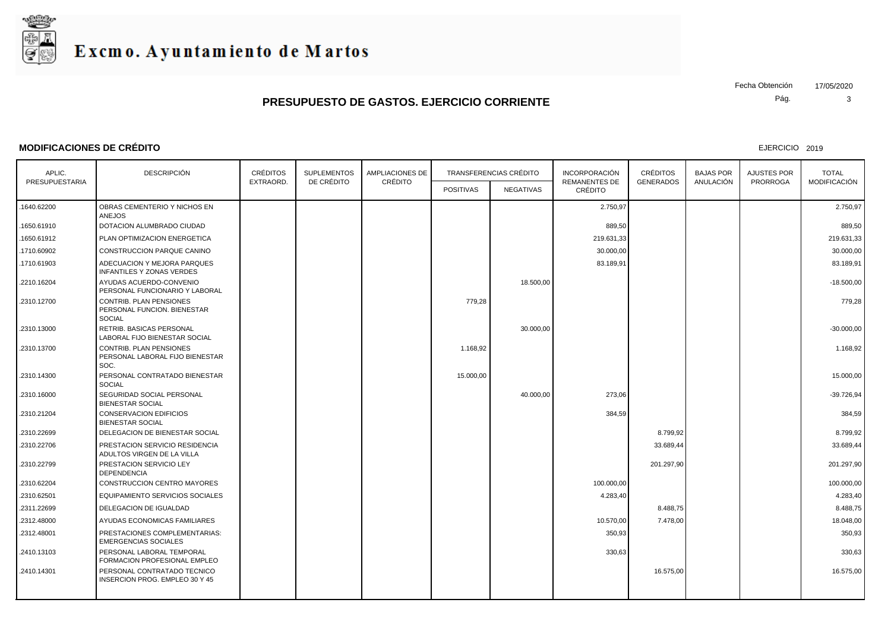# Excmo. Ayuntamiento de Martos

Fecha Obtención 17/05/2020

## PRESUPUESTO DE GASTOS. EJERCICIO CORRIENTE

### MODIFICACIONES DE CRÉDITO

EJERCICIO 2019

| APLIC. PRESUPUESTARIA | DESCRIPCIÓN | CRÉDITOS EXTRAORD. | SUPLEMENTOS DE CRÉDITO | AMPLIACIONES DE CRÉDITO | TRANSFERENCIAS CRÉDITO | | INCORPORACIÓN REMANENTES DE CRÉDITO | CRÉDITOS GENERADOS | BAJAS POR ANULACIÓN | AJUSTES POR PRORROGA | TOTAL MODIFICACIÓN |
|---|---|---|---|---|---|---|---|---|---|---|---|
| | | | | | POSITIVAS | NEGATIVAS | | | | | |
| .1640.62200 | OBRAS CEMENTERIO Y NICHOS EN ANEJOS | | | | | | 2.750,97 | | | | 2.750,97 |
| .1650.61910 | DOTACION ALUMBRADO CIUDAD | | | | | | 889,50 | | | | 889,50 |
| .1650.61912 | PLAN OPTIMIZACION ENERGETICA | | | | | | 219.631,33 | | | | 219.631,33 |
| .1710.60902 | CONSTRUCCION PARQUE CANINO | | | | | | 30.000,00 | | | | 30.000,00 |
| .1710.61903 | ADECUACION Y MEJORA PARQUES INFANTILES Y ZONAS VERDES | | | | | | 83.189,91 | | | | 83.189,91 |
| .2210.16204 | AYUDAS ACUERDO-CONVENIO PERSONAL FUNCIONARIO Y LABORAL | | | | | 18.500,00 | | | | | -18.500,00 |
| .2310.12700 | CONTRIB. PLAN PENSIONES PERSONAL FUNCION. BIENESTAR SOCIAL | | | | 779,28 | | | | | | 779,28 |
| .2310.13000 | RETRIB. BASICAS PERSONAL LABORAL FIJO BIENESTAR SOCIAL | | | | | 30.000,00 | | | | | -30.000,00 |
| .2310.13700 | CONTRIB. PLAN PENSIONES PERSONAL LABORAL FIJO BIENESTAR SOC. | | | | 1.168,92 | | | | | | 1.168,92 |
| .2310.14300 | PERSONAL CONTRATADO BIENESTAR SOCIAL | | | | 15.000,00 | | | | | | 15.000,00 |
| .2310.16000 | SEGURIDAD SOCIAL PERSONAL BIENESTAR SOCIAL | | | | | 40.000,00 | 273,06 | | | | -39.726,94 |
| .2310.21204 | CONSERVACION EDIFICIOS BIENESTAR SOCIAL | | | | | | 384,59 | | | | 384,59 |
| .2310.22699 | DELEGACION DE BIENESTAR SOCIAL | | | | | | | 8.799,92 | | | 8.799,92 |
| .2310.22706 | PRESTACION SERVICIO RESIDENCIA ADULTOS VIRGEN DE LA VILLA | | | | | | | 33.689,44 | | | 33.689,44 |
| .2310.22799 | PRESTACION SERVICIO LEY DEPENDENCIA | | | | | | | 201.297,90 | | | 201.297,90 |
| .2310.62204 | CONSTRUCCION CENTRO MAYORES | | | | | | 100.000,00 | | | | 100.000,00 |
| .2310.62501 | EQUIPAMIENTO SERVICIOS SOCIALES | | | | | | 4.283,40 | | | | 4.283,40 |
| .2311.22699 | DELEGACION DE IGUALDAD | | | | | | | 8.488,75 | | | 8.488,75 |
| .2312.48000 | AYUDAS ECONOMICAS FAMILIARES | | | | | | 10.570,00 | 7.478,00 | | | 18.048,00 |
| .2312.48001 | PRESTACIONES COMPLEMENTARIAS: EMERGENCIAS SOCIALES | | | | | | 350,93 | | | | 350,93 |
| .2410.13103 | PERSONAL LABORAL TEMPORAL FORMACION PROFESIONAL EMPLEO | | | | | | 330,63 | | | | 330,63 |
| .2410.14301 | PERSONAL CONTRATADO TECNICO INSERCION PROG. EMPLEO 30 Y 45 | | | | | | | 16.575,00 | | | 16.575,00 |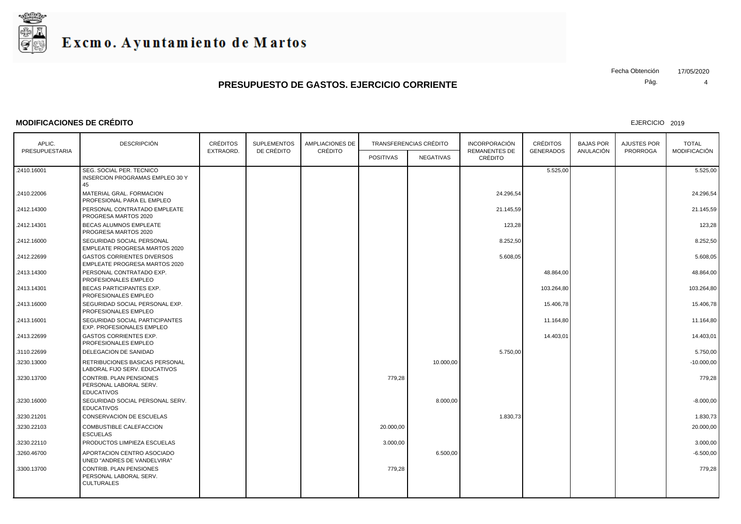# Excmo. Ayuntamiento de Martos

Fecha Obtención 17/05/2020

## PRESUPUESTO DE GASTOS. EJERCICIO CORRIENTE

### MODIFICACIONES DE CRÉDITO

EJERCICIO 2019

| APLIC. PRESUPUESTARIA | DESCRIPCIÓN | CRÉDITOS EXTRAORD. | SUPLEMENTOS DE CRÉDITO | AMPLIACIONES DE CRÉDITO | TRANSFERENCIAS CRÉDITO | | INCORPORACIÓN REMANENTES DE CRÉDITO | CRÉDITOS GENERADOS | BAJAS POR ANULACIÓN | AJUSTES POR PRORROGA | TOTAL MODIFICACIÓN |
|---|---|---|---|---|---|---|---|---|---|---|---|
| | | | | | POSITIVAS | NEGATIVAS | | | | | |
| .2410.16001 | SEG. SOCIAL PER. TECNICO INSERCION PROGRAMAS EMPLEO 30 Y 45 | | | | | | | 5.525,00 | | | 5.525,00 |
| .2410.22006 | MATERIAL GRAL. FORMACION PROFESIONAL PARA EL EMPLEO | | | | | | 24.296,54 | | | | 24.296,54 |
| .2412.14300 | PERSONAL CONTRATADO EMPLEATE PROGRESA MARTOS 2020 | | | | | | 21.145,59 | | | | 21.145,59 |
| .2412.14301 | BECAS ALUMNOS EMPLEATE PROGRESA MARTOS 2020 | | | | | | 123,28 | | | | 123,28 |
| .2412.16000 | SEGURIDAD SOCIAL PERSONAL EMPLEATE PROGRESA MARTOS 2020 | | | | | | 8.252,50 | | | | 8.252,50 |
| .2412.22699 | GASTOS CORRIENTES DIVERSOS EMPLEATE PROGRESA MARTOS 2020 | | | | | | 5.608,05 | | | | 5.608,05 |
| .2413.14300 | PERSONAL CONTRATADO EXP. PROFESIONALES EMPLEO | | | | | | | 48.864,00 | | | 48.864,00 |
| .2413.14301 | BECAS PARTICIPANTES EXP. PROFESIONALES EMPLEO | | | | | | | 103.264,80 | | | 103.264,80 |
| .2413.16000 | SEGURIDAD SOCIAL PERSONAL EXP. PROFESIONALES EMPLEO | | | | | | | 15.406,78 | | | 15.406,78 |
| .2413.16001 | SEGURIDAD SOCIAL PARTICIPANTES EXP. PROFESIONALES EMPLEO | | | | | | | 11.164,80 | | | 11.164,80 |
| .2413.22699 | GASTOS CORRIENTES EXP. PROFESIONALES EMPLEO | | | | | | | 14.403,01 | | | 14.403,01 |
| .3110.22699 | DELEGACION DE SANIDAD | | | | | | 5.750,00 | | | | 5.750,00 |
| .3230.13000 | RETRIBUCIONES BASICAS PERSONAL LABORAL FIJO SERV. EDUCATIVOS | | | | | 10.000,00 | | | | | -10.000,00 |
| .3230.13700 | CONTRIB. PLAN PENSIONES PERSONAL LABORAL SERV. EDUCATIVOS | | | | 779,28 | | | | | | 779,28 |
| .3230.16000 | SEGURIDAD SOCIAL PERSONAL SERV. EDUCATIVOS | | | | | 8.000,00 | | | | | -8.000,00 |
| .3230.21201 | CONSERVACION DE ESCUELAS | | | | | | 1.830,73 | | | | 1.830,73 |
| .3230.22103 | COMBUSTIBLE CALEFACCION ESCUELAS | | | | 20.000,00 | | | | | | 20.000,00 |
| .3230.22110 | PRODUCTOS LIMPIEZA ESCUELAS | | | | 3.000,00 | | | | | | 3.000,00 |
| .3260.46700 | APORTACION CENTRO ASOCIADO UNED "ANDRES DE VANDELVIRA" | | | | | 6.500,00 | | | | | -6.500,00 |
| .3300.13700 | CONTRIB. PLAN PENSIONES PERSONAL LABORAL SERV. CULTURALES | | | | 779,28 | | | | | | 779,28 |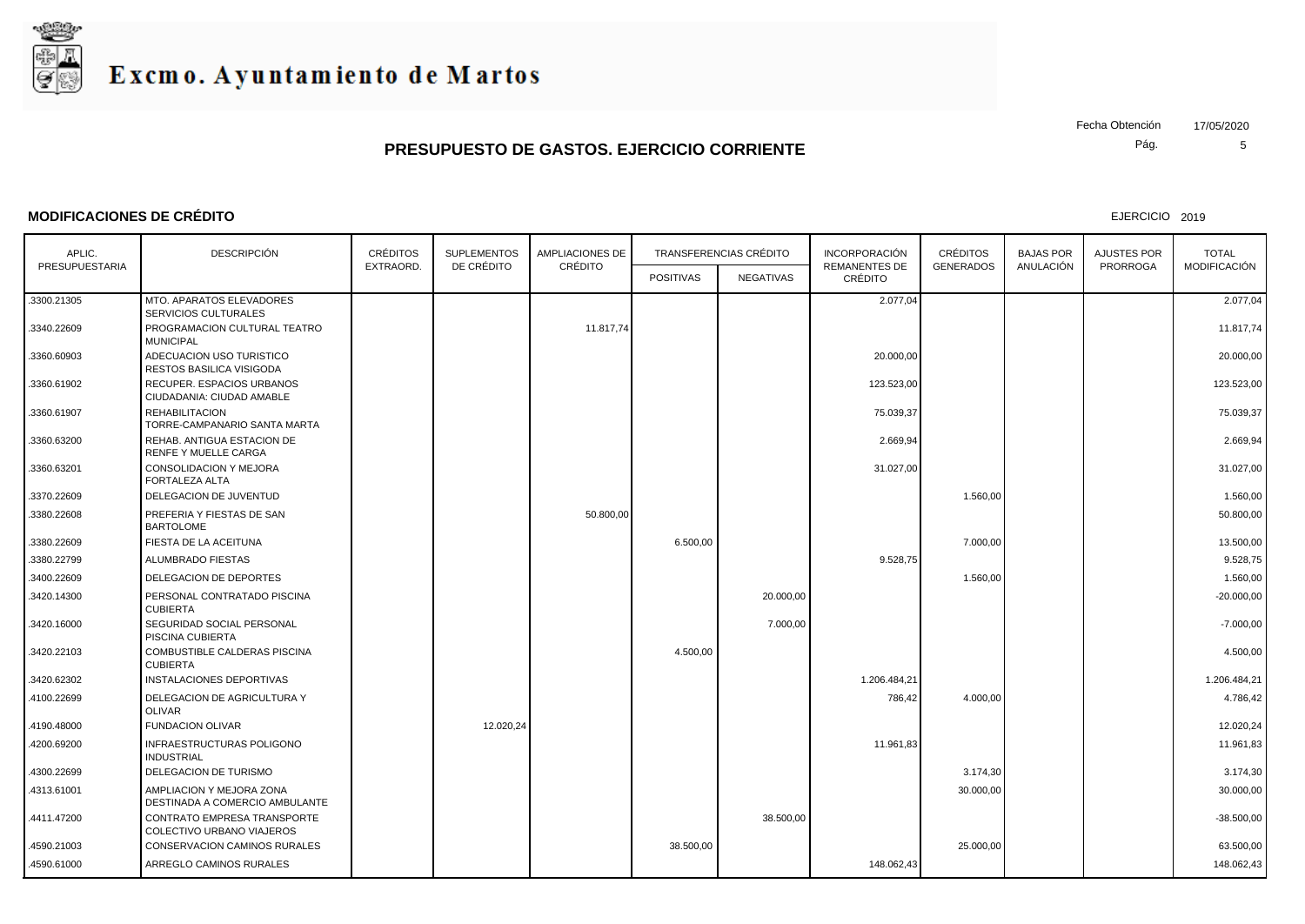# Excmo. Ayuntamiento de Martos

Fecha Obtención 17/05/2020

## PRESUPUESTO DE GASTOS. EJERCICIO CORRIENTE

### MODIFICACIONES DE CRÉDITO

EJERCICIO 2019

| APLIC. PRESUPUESTARIA | DESCRIPCIÓN | CRÉDITOS EXTRAORD. | SUPLEMENTOS DE CRÉDITO | AMPLIACIONES DE CRÉDITO | TRANSFERENCIAS CRÉDITO | | INCORPORACIÓN REMANENTES DE CRÉDITO | CRÉDITOS GENERADOS | BAJAS POR ANULACIÓN | AJUSTES POR PRORROGA | TOTAL MODIFICACIÓN |
|---|---|---|---|---|---|---|---|---|---|---|---|
| | | | | | POSITIVAS | NEGATIVAS | | | | | |
| .3300.21305 | MTO. APARATOS ELEVADORES SERVICIOS CULTURALES | | | | | | 2.077,04 | | | | 2.077,04 |
| .3340.22609 | PROGRAMACION CULTURAL TEATRO MUNICIPAL | | | 11.817,74 | | | | | | | 11.817,74 |
| .3360.60903 | ADECUACION USO TURISTICO RESTOS BASILICA VISIGODA | | | | | | 20.000,00 | | | | 20.000,00 |
| .3360.61902 | RECUPER. ESPACIOS URBANOS CIUDADANIA: CIUDAD AMABLE | | | | | | 123.523,00 | | | | 123.523,00 |
| .3360.61907 | REHABILITACION TORRE-CAMPANARIO SANTA MARTA | | | | | | 75.039,37 | | | | 75.039,37 |
| .3360.63200 | REHAB. ANTIGUA ESTACION DE RENFE Y MUELLE CARGA | | | | | | 2.669,94 | | | | 2.669,94 |
| .3360.63201 | CONSOLIDACION Y MEJORA FORTALEZA ALTA | | | | | | 31.027,00 | | | | 31.027,00 |
| .3370.22609 | DELEGACION DE JUVENTUD | | | | | | | 1.560,00 | | | 1.560,00 |
| .3380.22608 | PREFERIA Y FIESTAS DE SAN BARTOLOME | | | 50.800,00 | | | | | | | 50.800,00 |
| .3380.22609 | FIESTA DE LA ACEITUNA | | | | 6.500,00 | | | 7.000,00 | | | 13.500,00 |
| .3380.22799 | ALUMBRADO FIESTAS | | | | | | 9.528,75 | | | | 9.528,75 |
| .3400.22609 | DELEGACION DE DEPORTES | | | | | | | 1.560,00 | | | 1.560,00 |
| .3420.14300 | PERSONAL CONTRATADO PISCINA CUBIERTA | | | | | 20.000,00 | | | | | -20.000,00 |
| .3420.16000 | SEGURIDAD SOCIAL PERSONAL PISCINA CUBIERTA | | | | | 7.000,00 | | | | | -7.000,00 |
| .3420.22103 | COMBUSTIBLE CALDERAS PISCINA CUBIERTA | | | | 4.500,00 | | | | | | 4.500,00 |
| .3420.62302 | INSTALACIONES DEPORTIVAS | | | | | | 1.206.484,21 | | | | 1.206.484,21 |
| .4100.22699 | DELEGACION DE AGRICULTURA Y OLIVAR | | | | | | 786,42 | 4.000,00 | | | 4.786,42 |
| .4190.48000 | FUNDACION OLIVAR | | 12.020,24 | | | | | | | | 12.020,24 |
| .4200.69200 | INFRAESTRUCTURAS POLIGONO INDUSTRIAL | | | | | | 11.961,83 | | | | 11.961,83 |
| .4300.22699 | DELEGACION DE TURISMO | | | | | | | 3.174,30 | | | 3.174,30 |
| .4313.61001 | AMPLIACION Y MEJORA ZONA DESTINADA A COMERCIO AMBULANTE | | | | | | | 30.000,00 | | | 30.000,00 |
| .4411.47200 | CONTRATO EMPRESA TRANSPORTE COLECTIVO URBANO VIAJEROS | | | | | 38.500,00 | | | | | -38.500,00 |
| .4590.21003 | CONSERVACION CAMINOS RURALES | | | | 38.500,00 | | | 25.000,00 | | | 63.500,00 |
| .4590.61000 | ARREGLO CAMINOS RURALES | | | | | | 148.062,43 | | | | 148.062,43 |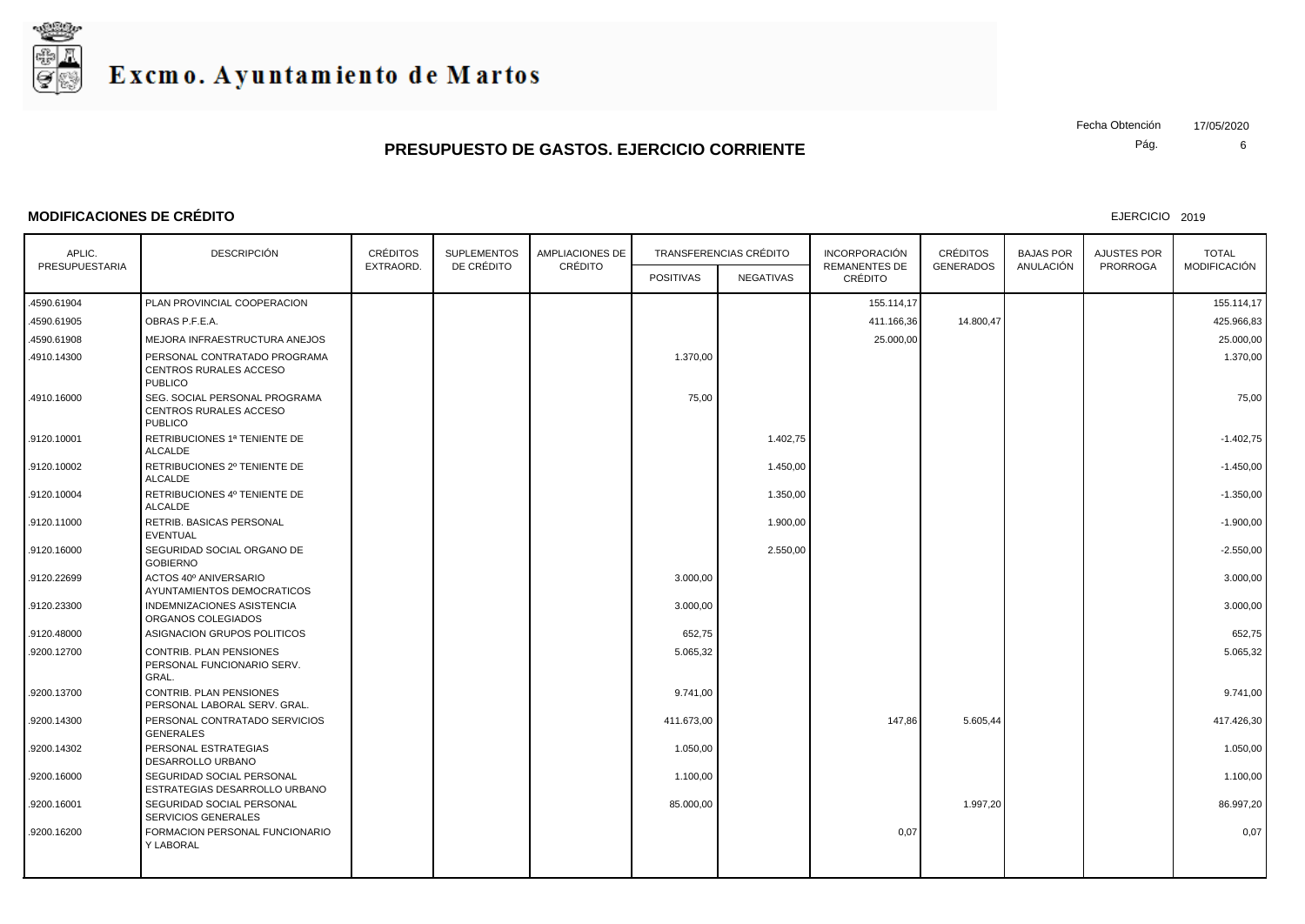# Excmo. Ayuntamiento de Martos

Fecha Obtención 17/05/2020

## PRESUPUESTO DE GASTOS. EJERCICIO CORRIENTE

### MODIFICACIONES DE CRÉDITO

EJERCICIO 2019

| APLIC. PRESUPUESTARIA | DESCRIPCIÓN | CRÉDITOS EXTRAORD. | SUPLEMENTOS DE CRÉDITO | AMPLIACIONES DE CRÉDITO | TRANSFERENCIAS CRÉDITO | | INCORPORACIÓN REMANENTES DE CRÉDITO | CRÉDITOS GENERADOS | BAJAS POR ANULACIÓN | AJUSTES POR PRORROGA | TOTAL MODIFICACIÓN |
|---|---|---|---|---|---|---|---|---|---|---|---|
| | | | | | POSITIVAS | NEGATIVAS | | | | | |
| .4590.61904 | PLAN PROVINCIAL COOPERACION | | | | | | 155.114,17 | | | | 155.114,17 |
| .4590.61905 | OBRAS P.F.E.A. | | | | | | 411.166,36 | 14.800,47 | | | 425.966,83 |
| .4590.61908 | MEJORA INFRAESTRUCTURA ANEJOS | | | | | | 25.000,00 | | | | 25.000,00 |
| .4910.14300 | PERSONAL CONTRATADO PROGRAMA CENTROS RURALES ACCESO PUBLICO | | | | 1.370,00 | | | | | | 1.370,00 |
| .4910.16000 | SEG. SOCIAL PERSONAL PROGRAMA CENTROS RURALES ACCESO PUBLICO | | | | 75,00 | | | | | | 75,00 |
| .9120.10001 | RETRIBUCIONES 1ª TENIENTE DE ALCALDE | | | | | 1.402,75 | | | | | -1.402,75 |
| .9120.10002 | RETRIBUCIONES 2º TENIENTE DE ALCALDE | | | | | 1.450,00 | | | | | -1.450,00 |
| .9120.10004 | RETRIBUCIONES 4º TENIENTE DE ALCALDE | | | | | 1.350,00 | | | | | -1.350,00 |
| .9120.11000 | RETRIB. BASICAS PERSONAL EVENTUAL | | | | | 1.900,00 | | | | | -1.900,00 |
| .9120.16000 | SEGURIDAD SOCIAL ORGANO DE GOBIERNO | | | | | 2.550,00 | | | | | -2.550,00 |
| .9120.22699 | ACTOS 40º ANIVERSARIO AYUNTAMIENTOS DEMOCRATICOS | | | | 3.000,00 | | | | | | 3.000,00 |
| .9120.23300 | INDEMNIZACIONES ASISTENCIA ORGANOS COLEGIADOS | | | | 3.000,00 | | | | | | 3.000,00 |
| .9120.48000 | ASIGNACION GRUPOS POLITICOS | | | | 652,75 | | | | | | 652,75 |
| .9200.12700 | CONTRIB. PLAN PENSIONES PERSONAL FUNCIONARIO SERV. GRAL. | | | | 5.065,32 | | | | | | 5.065,32 |
| .9200.13700 | CONTRIB. PLAN PENSIONES PERSONAL LABORAL SERV. GRAL. | | | | 9.741,00 | | | | | | 9.741,00 |
| .9200.14300 | PERSONAL CONTRATADO SERVICIOS GENERALES | | | | 411.673,00 | | 147,86 | 5.605,44 | | | 417.426,30 |
| .9200.14302 | PERSONAL ESTRATEGIAS DESARROLLO URBANO | | | | 1.050,00 | | | | | | 1.050,00 |
| .9200.16000 | SEGURIDAD SOCIAL PERSONAL ESTRATEGIAS DESARROLLO URBANO | | | | 1.100,00 | | | | | | 1.100,00 |
| .9200.16001 | SEGURIDAD SOCIAL PERSONAL SERVICIOS GENERALES | | | | 85.000,00 | | | 1.997,20 | | | 86.997,20 |
| .9200.16200 | FORMACION PERSONAL FUNCIONARIO Y LABORAL | | | | | | 0,07 | | | | 0,07 |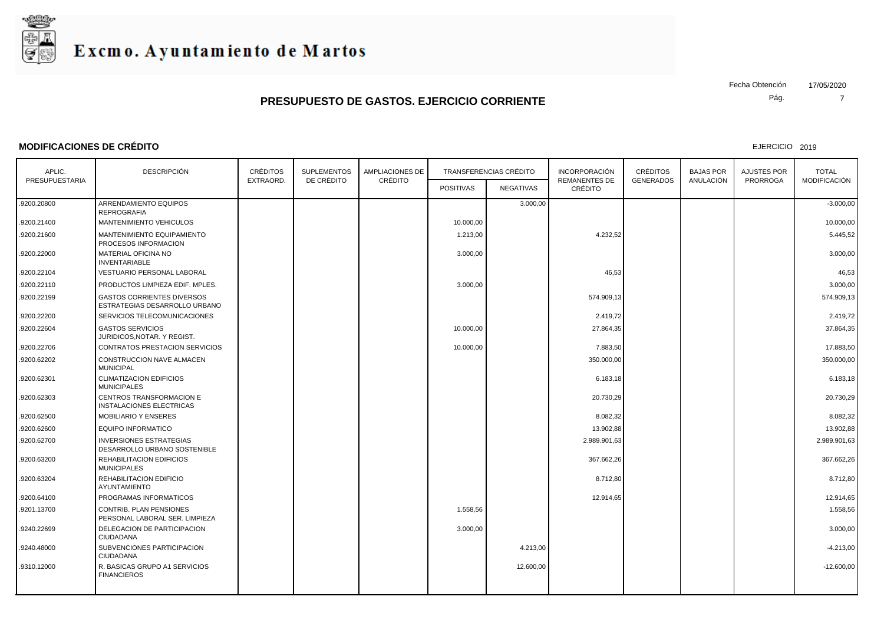# Excmo. Ayuntamiento de Martos

Fecha Obtención 17/05/2020

## PRESUPUESTO DE GASTOS. EJERCICIO CORRIENTE

### MODIFICACIONES DE CRÉDITO

EJERCICIO 2019

| APLIC. PRESUPUESTARIA | DESCRIPCIÓN | CRÉDITOS EXTRAORD. | SUPLEMENTOS DE CRÉDITO | AMPLIACIONES DE CRÉDITO | TRANSFERENCIAS CRÉDITO | | INCORPORACIÓN REMANENTES DE CRÉDITO | CRÉDITOS GENERADOS | BAJAS POR ANULACIÓN | AJUSTES POR PRORROGA | TOTAL MODIFICACIÓN |
|---|---|---|---|---|---|---|---|---|---|---|---|
| | | | | | POSITIVAS | NEGATIVAS | | | | | |
| .9200.20800 | ARRENDAMIENTO EQUIPOS REPROGRAFIA | | | | | 3.000,00 | | | | | -3.000,00 |
| .9200.21400 | MANTENIMIENTO VEHICULOS | | | | 10.000,00 | | | | | | 10.000,00 |
| .9200.21600 | MANTENIMIENTO EQUIPAMIENTO PROCESOS INFORMACION | | | | 1.213,00 | | 4.232,52 | | | | 5.445,52 |
| .9200.22000 | MATERIAL OFICINA NO INVENTARIABLE | | | | 3.000,00 | | | | | | 3.000,00 |
| .9200.22104 | VESTUARIO PERSONAL LABORAL | | | | | | 46,53 | | | | 46,53 |
| .9200.22110 | PRODUCTOS LIMPIEZA EDIF. MPLES. | | | | 3.000,00 | | | | | | 3.000,00 |
| .9200.22199 | GASTOS CORRIENTES DIVERSOS ESTRATEGIAS DESARROLLO URBANO | | | | | | 574.909,13 | | | | 574.909,13 |
| .9200.22200 | SERVICIOS TELECOMUNICACIONES | | | | | | 2.419,72 | | | | 2.419,72 |
| .9200.22604 | GASTOS SERVICIOS JURIDICOS,NOTAR. Y REGIST. | | | | 10.000,00 | | 27.864,35 | | | | 37.864,35 |
| .9200.22706 | CONTRATOS PRESTACION SERVICIOS | | | | 10.000,00 | | 7.883,50 | | | | 17.883,50 |
| .9200.62202 | CONSTRUCCION NAVE ALMACEN MUNICIPAL | | | | | | 350.000,00 | | | | 350.000,00 |
| .9200.62301 | CLIMATIZACION EDIFICIOS MUNICIPALES | | | | | | 6.183,18 | | | | 6.183,18 |
| .9200.62303 | CENTROS TRANSFORMACION E INSTALACIONES ELECTRICAS | | | | | | 20.730,29 | | | | 20.730,29 |
| .9200.62500 | MOBILIARIO Y ENSERES | | | | | | 8.082,32 | | | | 8.082,32 |
| .9200.62600 | EQUIPO INFORMATICO | | | | | | 13.902,88 | | | | 13.902,88 |
| .9200.62700 | INVERSIONES ESTRATEGIAS DESARROLLO URBANO SOSTENIBLE | | | | | | 2.989.901,63 | | | | 2.989.901,63 |
| .9200.63200 | REHABILITACION EDIFICIOS MUNICIPALES | | | | | | 367.662,26 | | | | 367.662,26 |
| .9200.63204 | REHABILITACION EDIFICIO AYUNTAMIENTO | | | | | | 8.712,80 | | | | 8.712,80 |
| .9200.64100 | PROGRAMAS INFORMATICOS | | | | | | 12.914,65 | | | | 12.914,65 |
| .9201.13700 | CONTRIB. PLAN PENSIONES PERSONAL LABORAL SER. LIMPIEZA | | | | 1.558,56 | | | | | | 1.558,56 |
| .9240.22699 | DELEGACION DE PARTICIPACION CIUDADANA | | | | 3.000,00 | | | | | | 3.000,00 |
| .9240.48000 | SUBVENCIONES PARTICIPACION CIUDADANA | | | | | 4.213,00 | | | | | -4.213,00 |
| .9310.12000 | R. BASICAS GRUPO A1 SERVICIOS FINANCIEROS | | | | | 12.600,00 | | | | | -12.600,00 |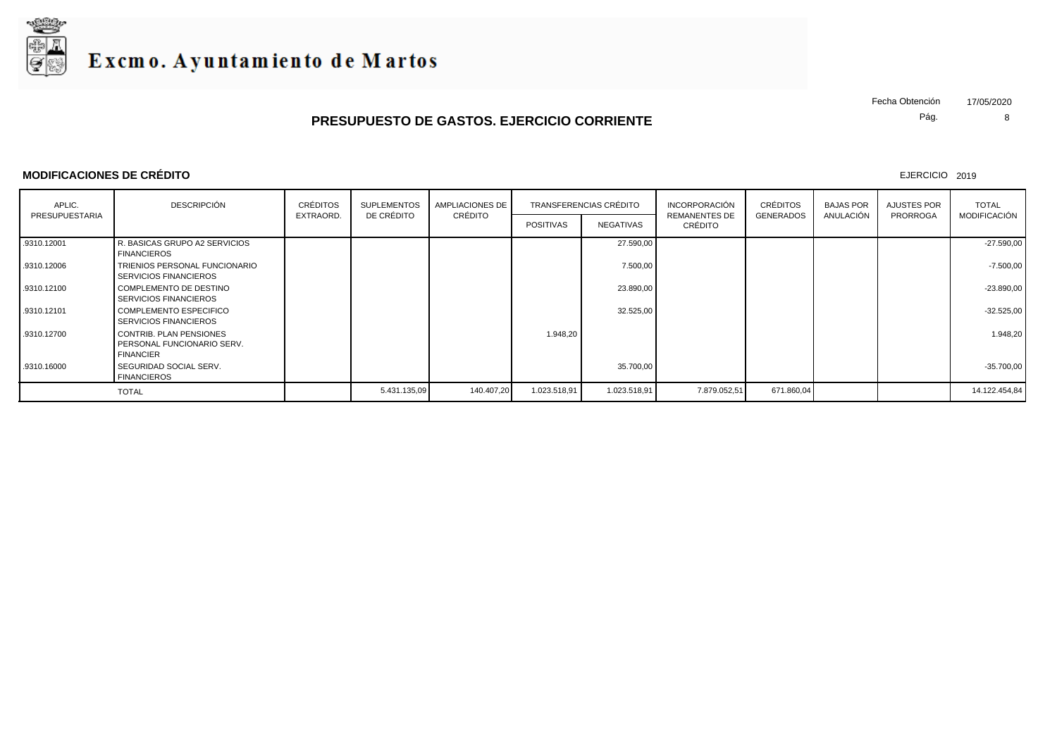# Excmo. Ayuntamiento de Martos

Fecha Obtención 17/05/2020

## PRESUPUESTO DE GASTOS. EJERCICIO CORRIENTE

### MODIFICACIONES DE CRÉDITO

EJERCICIO 2019

| APLIC. PRESUPUESTARIA | DESCRIPCIÓN | CRÉDITOS EXTRAORD. | SUPLEMENTOS DE CRÉDITO | AMPLIACIONES DE CRÉDITO | TRANSFERENCIAS CRÉDITO | | INCORPORACIÓN REMANENTES DE CRÉDITO | CRÉDITOS GENERADOS | BAJAS POR ANULACIÓN | AJUSTES POR PRORROGA | TOTAL MODIFICACIÓN |
|---|---|---|---|---|---|---|---|---|---|---|---|
| | | | | | POSITIVAS | NEGATIVAS | | | | | |
| .9310.12001 | R. BASICAS GRUPO A2 SERVICIOS FINANCIEROS | | | | | 27.590,00 | | | | | -27.590,00 |
| .9310.12006 | TRIENIOS PERSONAL FUNCIONARIO SERVICIOS FINANCIEROS | | | | | 7.500,00 | | | | | -7.500,00 |
| .9310.12100 | COMPLEMENTO DE DESTINO SERVICIOS FINANCIEROS | | | | | 23.890,00 | | | | | -23.890,00 |
| .9310.12101 | COMPLEMENTO ESPECIFICO SERVICIOS FINANCIEROS | | | | | 32.525,00 | | | | | -32.525,00 |
| .9310.12700 | CONTRIB. PLAN PENSIONES PERSONAL FUNCIONARIO SERV. FINANCIER | | | | 1.948,20 | | | | | | 1.948,20 |
| .9310.16000 | SEGURIDAD SOCIAL SERV. FINANCIEROS | | | | | 35.700,00 | | | | | -35.700,00 |
| TOTAL | | | 5.431.135,09 | 140.407,20 | 1.023.518,91 | 1.023.518,91 | 7.879.052,51 | 671.860,04 | | | 14.122.454,84 |